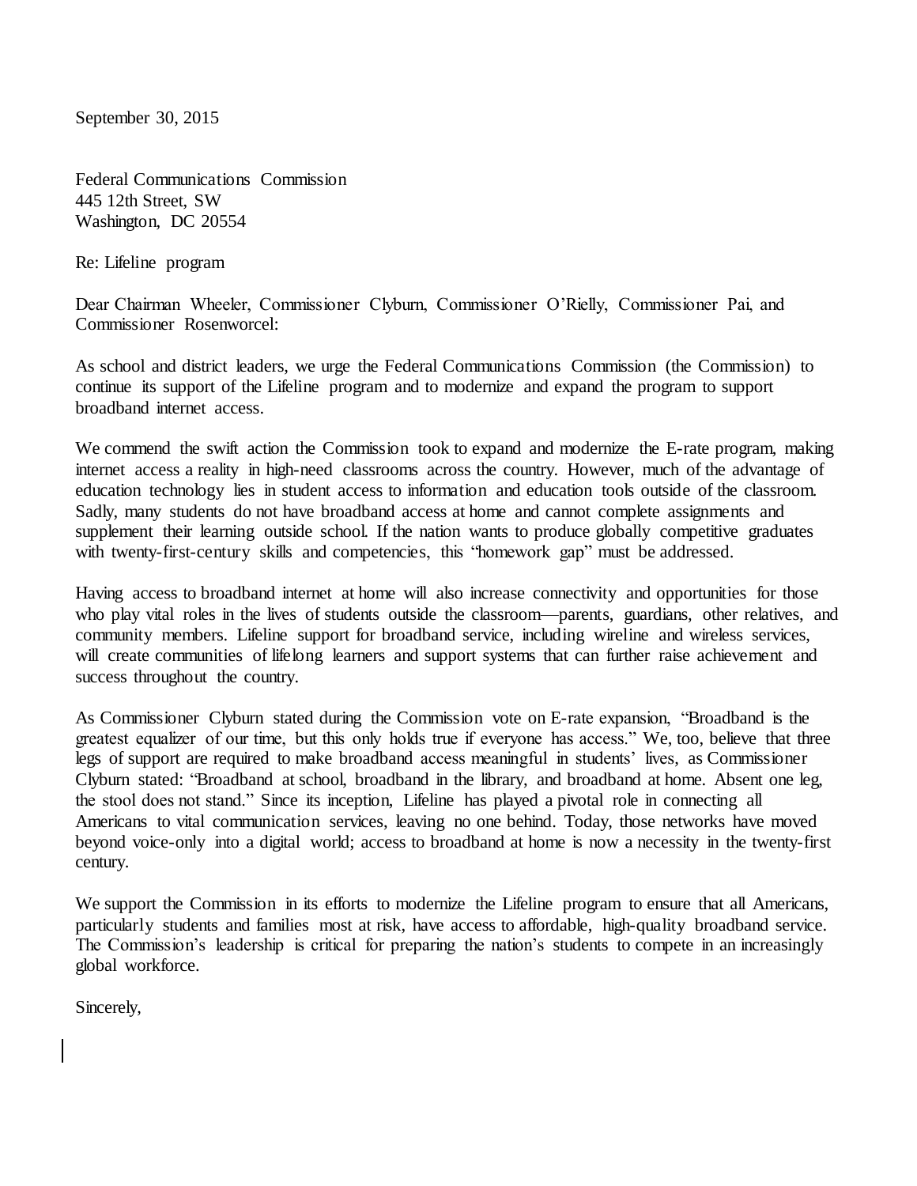September 30, 2015

Federal Communications Commission
445 12th Street, SW
Washington, DC 20554

Re: Lifeline program

Dear Chairman Wheeler, Commissioner Clyburn, Commissioner O'Rielly, Commissioner Pai, and Commissioner Rosenworcel:

As school and district leaders, we urge the Federal Communications Commission (the Commission) to continue its support of the Lifeline program and to modernize and expand the program to support broadband internet access.

We commend the swift action the Commission took to expand and modernize the E-rate program, making internet access a reality in high-need classrooms across the country. However, much of the advantage of education technology lies in student access to information and education tools outside of the classroom. Sadly, many students do not have broadband access at home and cannot complete assignments and supplement their learning outside school. If the nation wants to produce globally competitive graduates with twenty-first-century skills and competencies, this "homework gap" must be addressed.

Having access to broadband internet at home will also increase connectivity and opportunities for those who play vital roles in the lives of students outside the classroom—parents, guardians, other relatives, and community members. Lifeline support for broadband service, including wireline and wireless services, will create communities of lifelong learners and support systems that can further raise achievement and success throughout the country.

As Commissioner Clyburn stated during the Commission vote on E-rate expansion, "Broadband is the greatest equalizer of our time, but this only holds true if everyone has access." We, too, believe that three legs of support are required to make broadband access meaningful in students' lives, as Commissioner Clyburn stated: "Broadband at school, broadband in the library, and broadband at home. Absent one leg, the stool does not stand." Since its inception, Lifeline has played a pivotal role in connecting all Americans to vital communication services, leaving no one behind. Today, those networks have moved beyond voice-only into a digital world; access to broadband at home is now a necessity in the twenty-first century.

We support the Commission in its efforts to modernize the Lifeline program to ensure that all Americans, particularly students and families most at risk, have access to affordable, high-quality broadband service. The Commission's leadership is critical for preparing the nation's students to compete in an increasingly global workforce.

Sincerely,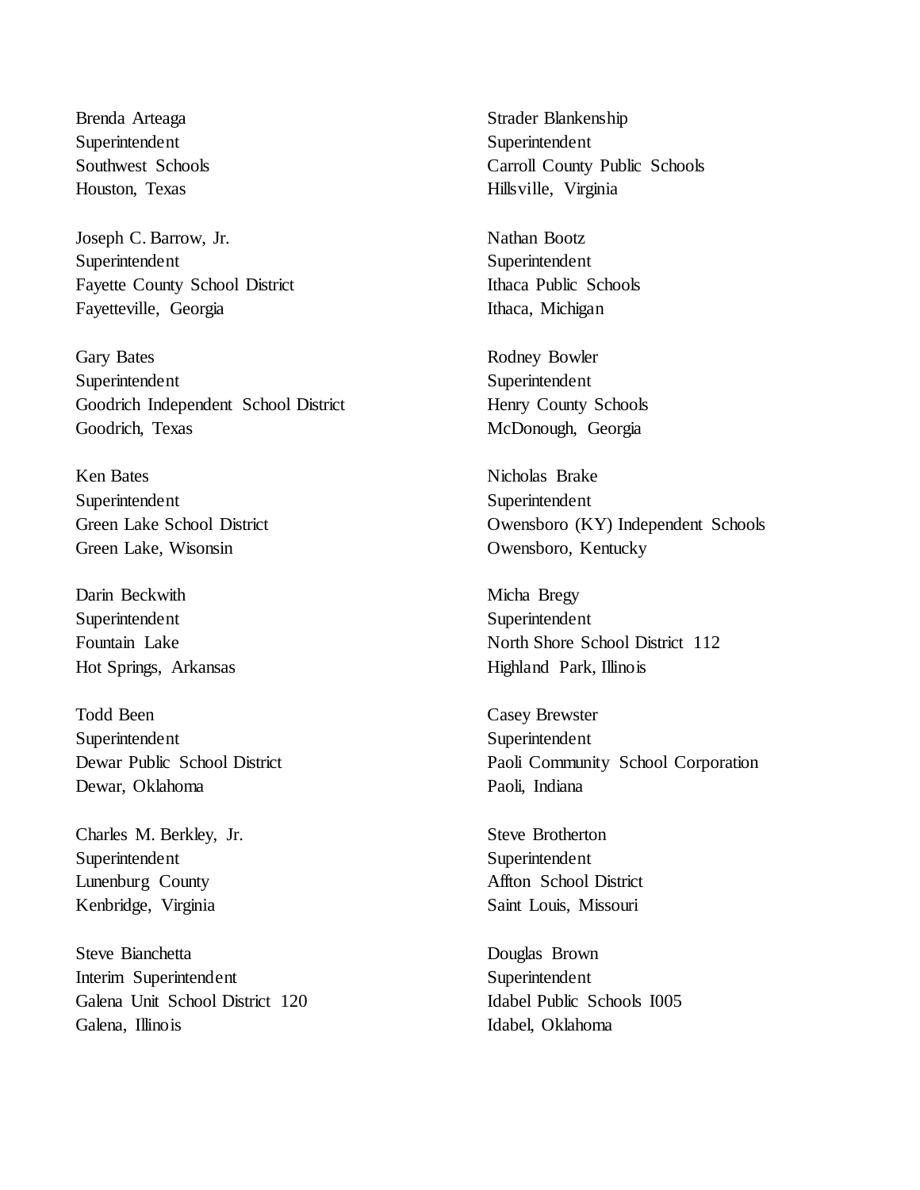Brenda Arteaga
Superintendent
Southwest Schools
Houston, Texas

Joseph C. Barrow, Jr.
Superintendent
Fayette County School District
Fayetteville, Georgia

Gary Bates
Superintendent
Goodrich Independent School District
Goodrich, Texas

Ken Bates
Superintendent
Green Lake School District
Green Lake, Wisonsin

Darin Beckwith
Superintendent
Fountain Lake
Hot Springs, Arkansas

Todd Been
Superintendent
Dewar Public School District
Dewar, Oklahoma

Charles M. Berkley, Jr.
Superintendent
Lunenburg County
Kenbridge, Virginia

Steve Bianchetta
Interim Superintendent
Galena Unit School District 120
Galena, Illinois

Strader Blankenship
Superintendent
Carroll County Public Schools
Hillsville, Virginia

Nathan Bootz
Superintendent
Ithaca Public Schools
Ithaca, Michigan

Rodney Bowler
Superintendent
Henry County Schools
McDonough, Georgia

Nicholas Brake
Superintendent
Owensboro (KY) Independent Schools
Owensboro, Kentucky

Micha Bregy
Superintendent
North Shore School District 112
Highland Park, Illinois

Casey Brewster
Superintendent
Paoli Community School Corporation
Paoli, Indiana

Steve Brotherton
Superintendent
Affton School District
Saint Louis, Missouri

Douglas Brown
Superintendent
Idabel Public Schools I005
Idabel, Oklahoma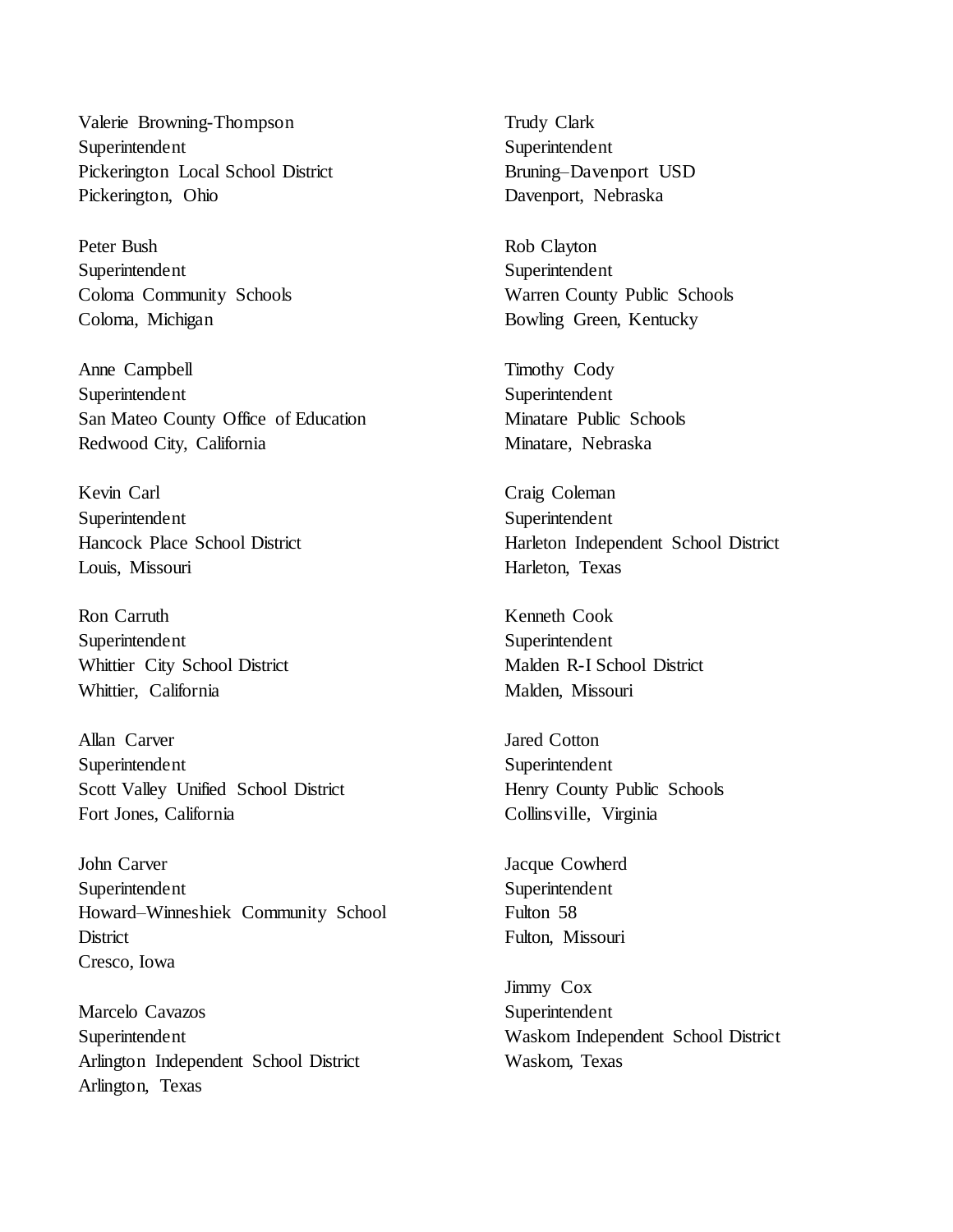Valerie Browning-Thompson
Superintendent
Pickerington Local School District
Pickerington, Ohio

Peter Bush
Superintendent
Coloma Community Schools
Coloma, Michigan

Anne Campbell
Superintendent
San Mateo County Office of Education
Redwood City, California

Kevin Carl
Superintendent
Hancock Place School District
Louis, Missouri

Ron Carruth
Superintendent
Whittier City School District
Whittier, California

Allan Carver
Superintendent
Scott Valley Unified School District
Fort Jones, California

John Carver
Superintendent
Howard–Winneshiek Community School District
Cresco, Iowa

Marcelo Cavazos
Superintendent
Arlington Independent School District
Arlington, Texas

Trudy Clark
Superintendent
Bruning–Davenport USD
Davenport, Nebraska

Rob Clayton
Superintendent
Warren County Public Schools
Bowling Green, Kentucky

Timothy Cody
Superintendent
Minatare Public Schools
Minatare, Nebraska

Craig Coleman
Superintendent
Harleton Independent School District
Harleton, Texas

Kenneth Cook
Superintendent
Malden R-I School District
Malden, Missouri

Jared Cotton
Superintendent
Henry County Public Schools
Collinsville, Virginia

Jacque Cowherd
Superintendent
Fulton 58
Fulton, Missouri

Jimmy Cox
Superintendent
Waskom Independent School District
Waskom, Texas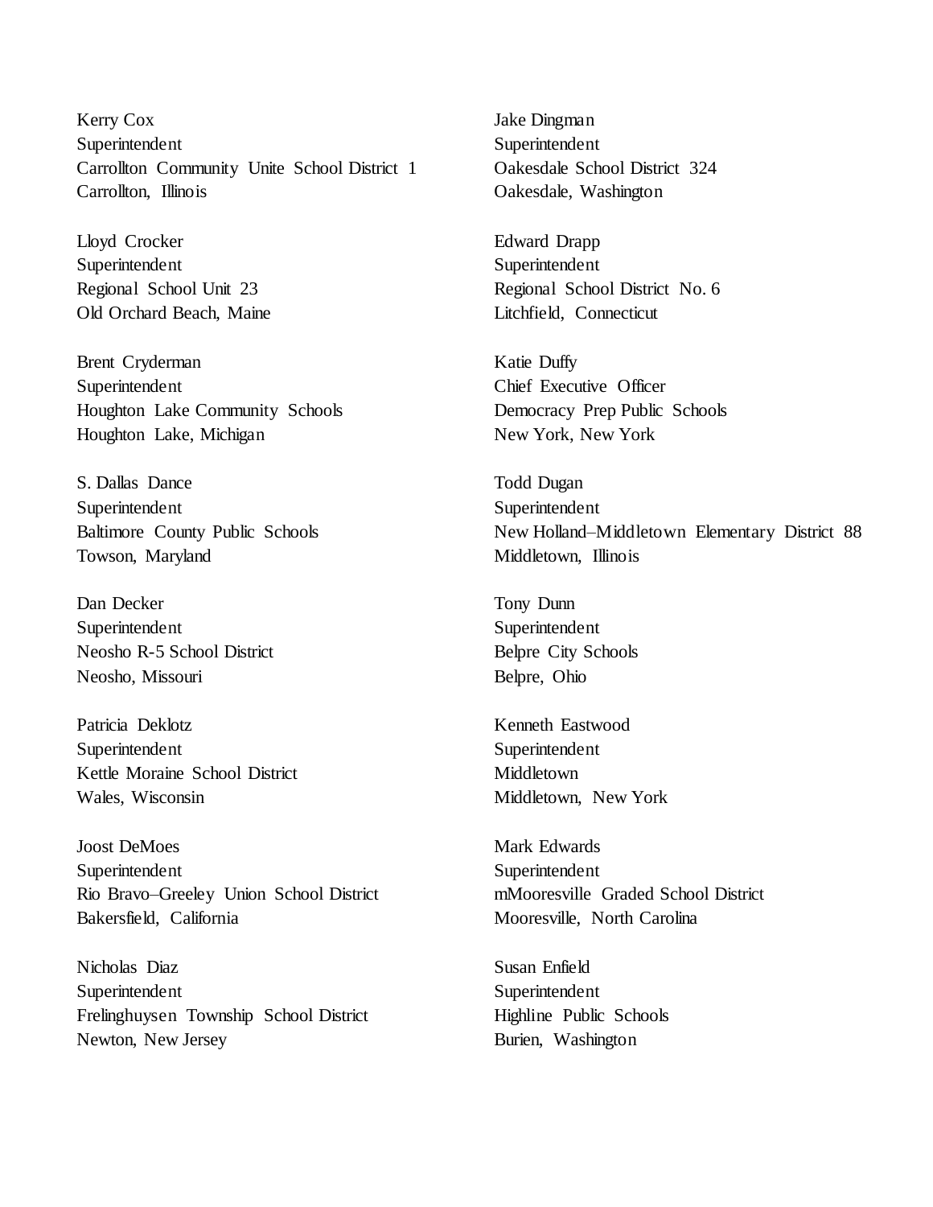Kerry Cox
Superintendent
Carrollton Community Unite School District 1
Carrollton, Illinois

Lloyd Crocker
Superintendent
Regional School Unit 23
Old Orchard Beach, Maine

Brent Cryderman
Superintendent
Houghton Lake Community Schools
Houghton Lake, Michigan

S. Dallas Dance
Superintendent
Baltimore County Public Schools
Towson, Maryland

Dan Decker
Superintendent
Neosho R-5 School District
Neosho, Missouri

Patricia Deklotz
Superintendent
Kettle Moraine School District
Wales, Wisconsin

Joost DeMoes
Superintendent
Rio Bravo–Greeley Union School District
Bakersfield, California

Nicholas Diaz
Superintendent
Frelinghuysen Township School District
Newton, New Jersey

Jake Dingman
Superintendent
Oakesdale School District 324
Oakesdale, Washington

Edward Drapp
Superintendent
Regional School District No. 6
Litchfield, Connecticut

Katie Duffy
Chief Executive Officer
Democracy Prep Public Schools
New York, New York

Todd Dugan
Superintendent
New Holland–Middletown Elementary District 88
Middletown, Illinois

Tony Dunn
Superintendent
Belpre City Schools
Belpre, Ohio

Kenneth Eastwood
Superintendent
Middletown
Middletown, New York

Mark Edwards
Superintendent
mMooresville Graded School District
Mooresville, North Carolina

Susan Enfield
Superintendent
Highline Public Schools
Burien, Washington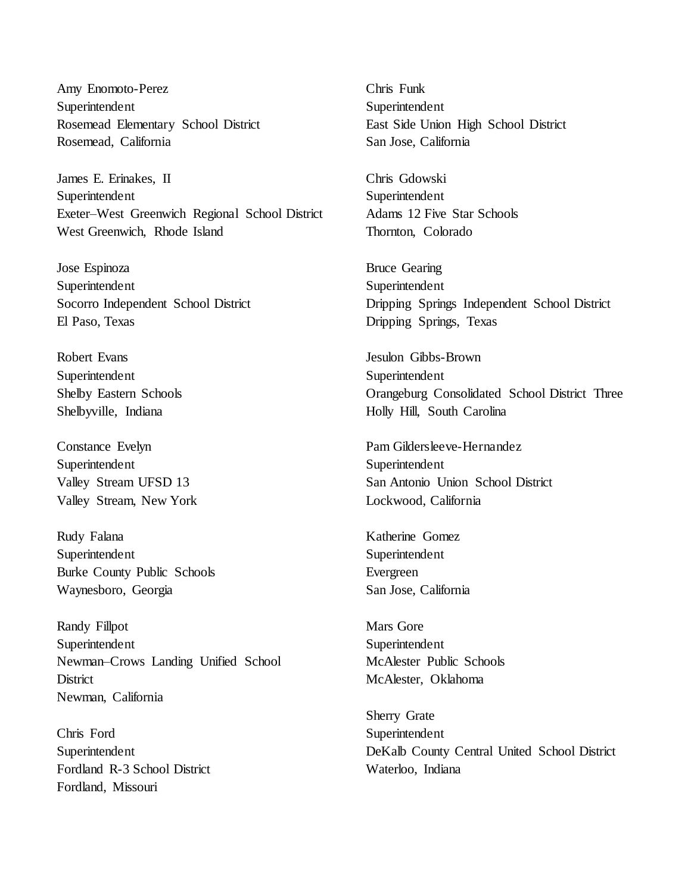Amy Enomoto-Perez
Superintendent
Rosemead Elementary School District
Rosemead, California

James E. Erinakes, II
Superintendent
Exeter–West Greenwich Regional School District
West Greenwich, Rhode Island

Jose Espinoza
Superintendent
Socorro Independent School District
El Paso, Texas

Robert Evans
Superintendent
Shelby Eastern Schools
Shelbyville, Indiana

Constance Evelyn
Superintendent
Valley Stream UFSD 13
Valley Stream, New York

Rudy Falana
Superintendent
Burke County Public Schools
Waynesboro, Georgia

Randy Fillpot
Superintendent
Newman–Crows Landing Unified School District
Newman, California

Chris Ford
Superintendent
Fordland R-3 School District
Fordland, Missouri

Chris Funk
Superintendent
East Side Union High School District
San Jose, California

Chris Gdowski
Superintendent
Adams 12 Five Star Schools
Thornton, Colorado

Bruce Gearing
Superintendent
Dripping Springs Independent School District
Dripping Springs, Texas

Jesulon Gibbs-Brown
Superintendent
Orangeburg Consolidated School District Three
Holly Hill, South Carolina

Pam Gildersleeve-Hernandez
Superintendent
San Antonio Union School District
Lockwood, California

Katherine Gomez
Superintendent
Evergreen
San Jose, California

Mars Gore
Superintendent
McAlester Public Schools
McAlester, Oklahoma

Sherry Grate
Superintendent
DeKalb County Central United School District
Waterloo, Indiana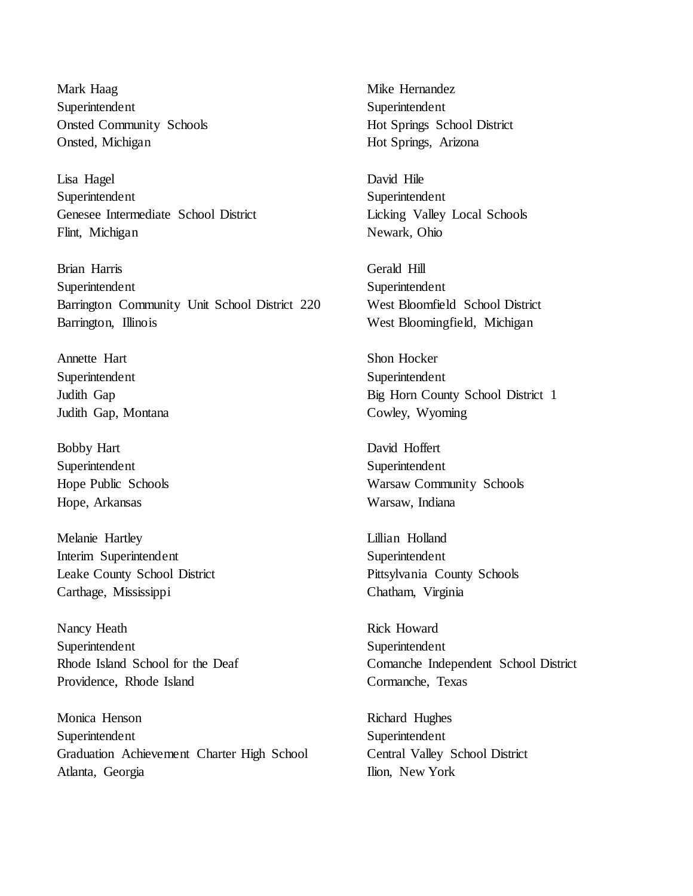Mark Haag
Superintendent
Onsted Community Schools
Onsted, Michigan

Lisa Hagel
Superintendent
Genesee Intermediate School District
Flint, Michigan

Brian Harris
Superintendent
Barrington Community Unit School District 220
Barrington, Illinois

Annette Hart
Superintendent
Judith Gap
Judith Gap, Montana

Bobby Hart
Superintendent
Hope Public Schools
Hope, Arkansas

Melanie Hartley
Interim Superintendent
Leake County School District
Carthage, Mississippi

Nancy Heath
Superintendent
Rhode Island School for the Deaf
Providence, Rhode Island

Monica Henson
Superintendent
Graduation Achievement Charter High School
Atlanta, Georgia

Mike Hernandez
Superintendent
Hot Springs School District
Hot Springs, Arizona

David Hile
Superintendent
Licking Valley Local Schools
Newark, Ohio

Gerald Hill
Superintendent
West Bloomfield School District
West Bloomingfield, Michigan

Shon Hocker
Superintendent
Big Horn County School District 1
Cowley, Wyoming

David Hoffert
Superintendent
Warsaw Community Schools
Warsaw, Indiana

Lillian Holland
Superintendent
Pittsylvania County Schools
Chatham, Virginia

Rick Howard
Superintendent
Comanche Independent School District
Cormanche, Texas

Richard Hughes
Superintendent
Central Valley School District
Ilion, New York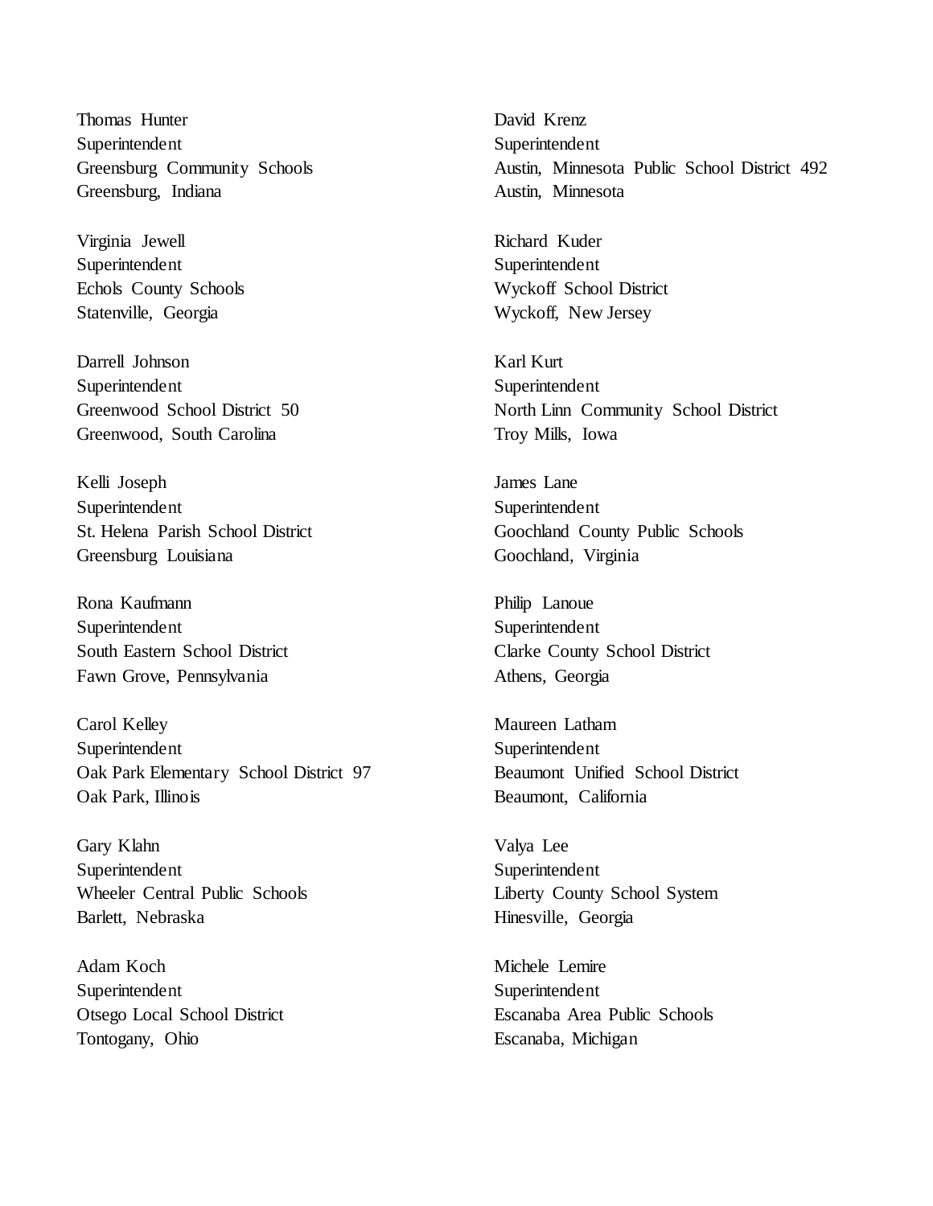Thomas Hunter
Superintendent
Greensburg Community Schools
Greensburg, Indiana

Virginia Jewell
Superintendent
Echols County Schools
Statenville, Georgia

Darrell Johnson
Superintendent
Greenwood School District 50
Greenwood, South Carolina

Kelli Joseph
Superintendent
St. Helena Parish School District
Greensburg Louisiana

Rona Kaufmann
Superintendent
South Eastern School District
Fawn Grove, Pennsylvania

Carol Kelley
Superintendent
Oak Park Elementary School District 97
Oak Park, Illinois

Gary Klahn
Superintendent
Wheeler Central Public Schools
Barlett, Nebraska

Adam Koch
Superintendent
Otsego Local School District
Tontogany, Ohio

David Krenz
Superintendent
Austin, Minnesota Public School District 492
Austin, Minnesota

Richard Kuder
Superintendent
Wyckoff School District
Wyckoff, New Jersey

Karl Kurt
Superintendent
North Linn Community School District
Troy Mills, Iowa

James Lane
Superintendent
Goochland County Public Schools
Goochland, Virginia

Philip Lanoue
Superintendent
Clarke County School District
Athens, Georgia

Maureen Latham
Superintendent
Beaumont Unified School District
Beaumont, California

Valya Lee
Superintendent
Liberty County School System
Hinesville, Georgia

Michele Lemire
Superintendent
Escanaba Area Public Schools
Escanaba, Michigan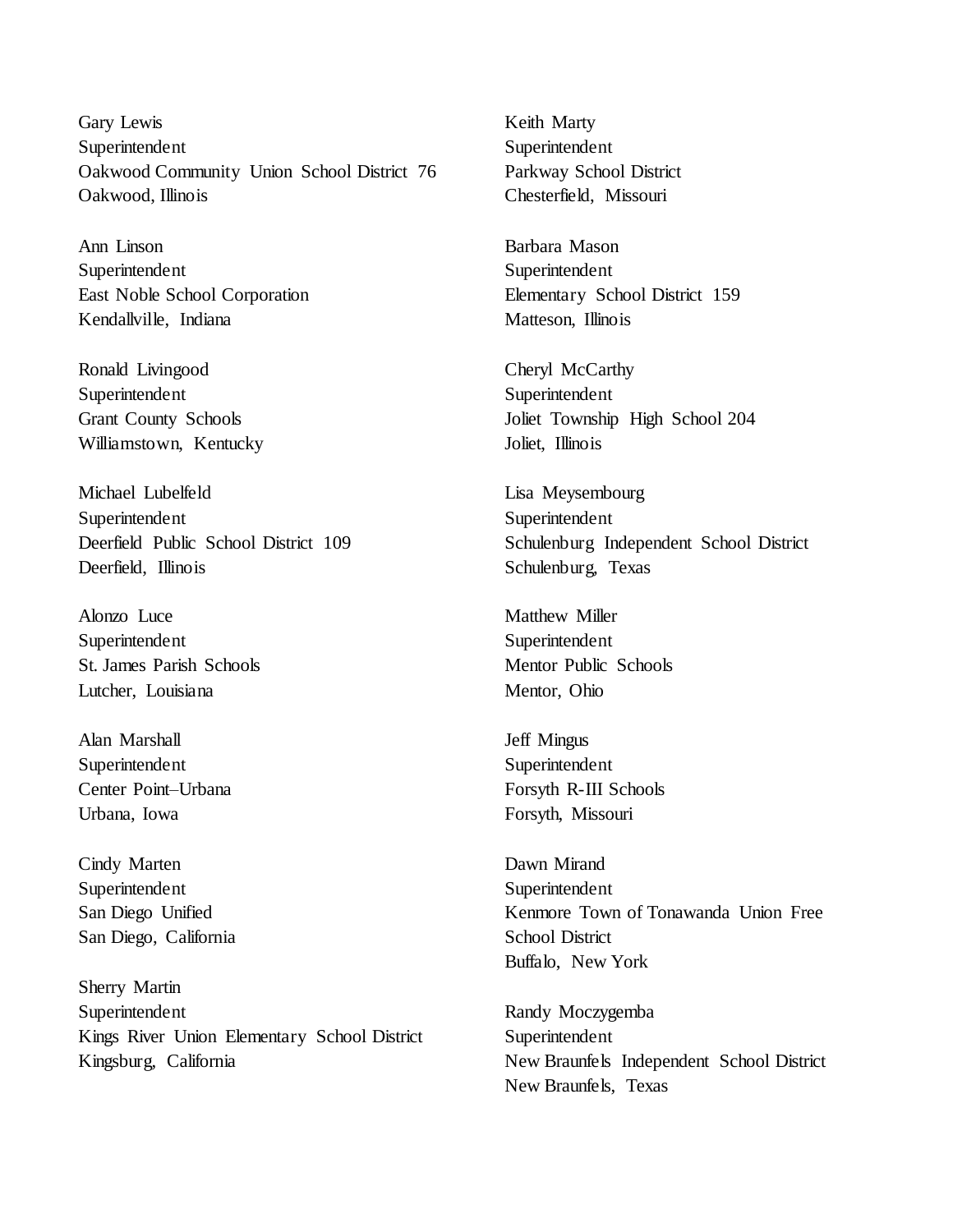Gary Lewis
Superintendent
Oakwood Community Union School District 76
Oakwood, Illinois

Ann Linson
Superintendent
East Noble School Corporation
Kendallville, Indiana

Ronald Livingood
Superintendent
Grant County Schools
Williamstown, Kentucky

Michael Lubelfeld
Superintendent
Deerfield Public School District 109
Deerfield, Illinois

Alonzo Luce
Superintendent
St. James Parish Schools
Lutcher, Louisiana

Alan Marshall
Superintendent
Center Point–Urbana
Urbana, Iowa

Cindy Marten
Superintendent
San Diego Unified
San Diego, California

Sherry Martin
Superintendent
Kings River Union Elementary School District
Kingsburg, California

Keith Marty
Superintendent
Parkway School District
Chesterfield, Missouri

Barbara Mason
Superintendent
Elementary School District 159
Matteson, Illinois

Cheryl McCarthy
Superintendent
Joliet Township High School 204
Joliet, Illinois

Lisa Meysembourg
Superintendent
Schulenburg Independent School District
Schulenburg, Texas

Matthew Miller
Superintendent
Mentor Public Schools
Mentor, Ohio

Jeff Mingus
Superintendent
Forsyth R-III Schools
Forsyth, Missouri

Dawn Mirand
Superintendent
Kenmore Town of Tonawanda Union Free School District
Buffalo, New York

Randy Moczygemba
Superintendent
New Braunfels Independent School District
New Braunfels, Texas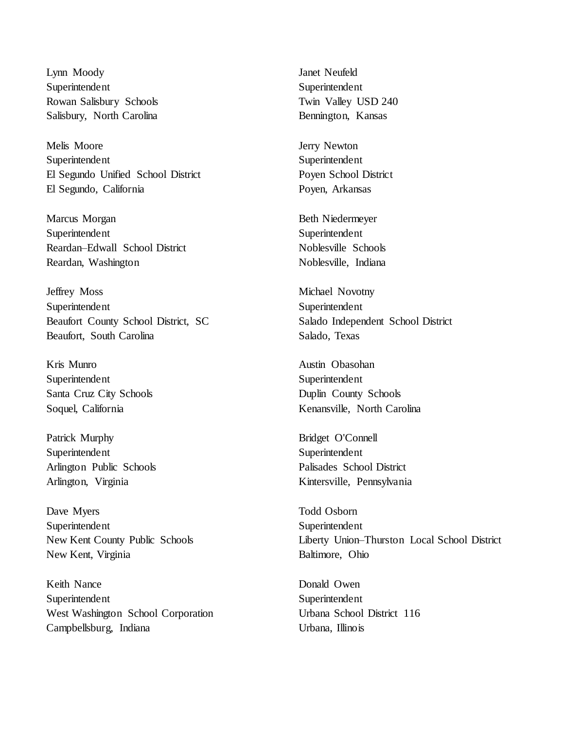Lynn Moody
Superintendent
Rowan Salisbury Schools
Salisbury, North Carolina

Melis Moore
Superintendent
El Segundo Unified School District
El Segundo, California

Marcus Morgan
Superintendent
Reardan–Edwall School District
Reardan, Washington

Jeffrey Moss
Superintendent
Beaufort County School District, SC
Beaufort, South Carolina

Kris Munro
Superintendent
Santa Cruz City Schools
Soquel, California

Patrick Murphy
Superintendent
Arlington Public Schools
Arlington, Virginia

Dave Myers
Superintendent
New Kent County Public Schools
New Kent, Virginia

Keith Nance
Superintendent
West Washington School Corporation
Campbellsburg, Indiana

Janet Neufeld
Superintendent
Twin Valley USD 240
Bennington, Kansas

Jerry Newton
Superintendent
Poyen School District
Poyen, Arkansas

Beth Niedermeyer
Superintendent
Noblesville Schools
Noblesville, Indiana

Michael Novotny
Superintendent
Salado Independent School District
Salado, Texas

Austin Obasohan
Superintendent
Duplin County Schools
Kenansville, North Carolina

Bridget O'Connell
Superintendent
Palisades School District
Kintersville, Pennsylvania

Todd Osborn
Superintendent
Liberty Union–Thurston Local School District
Baltimore, Ohio

Donald Owen
Superintendent
Urbana School District 116
Urbana, Illinois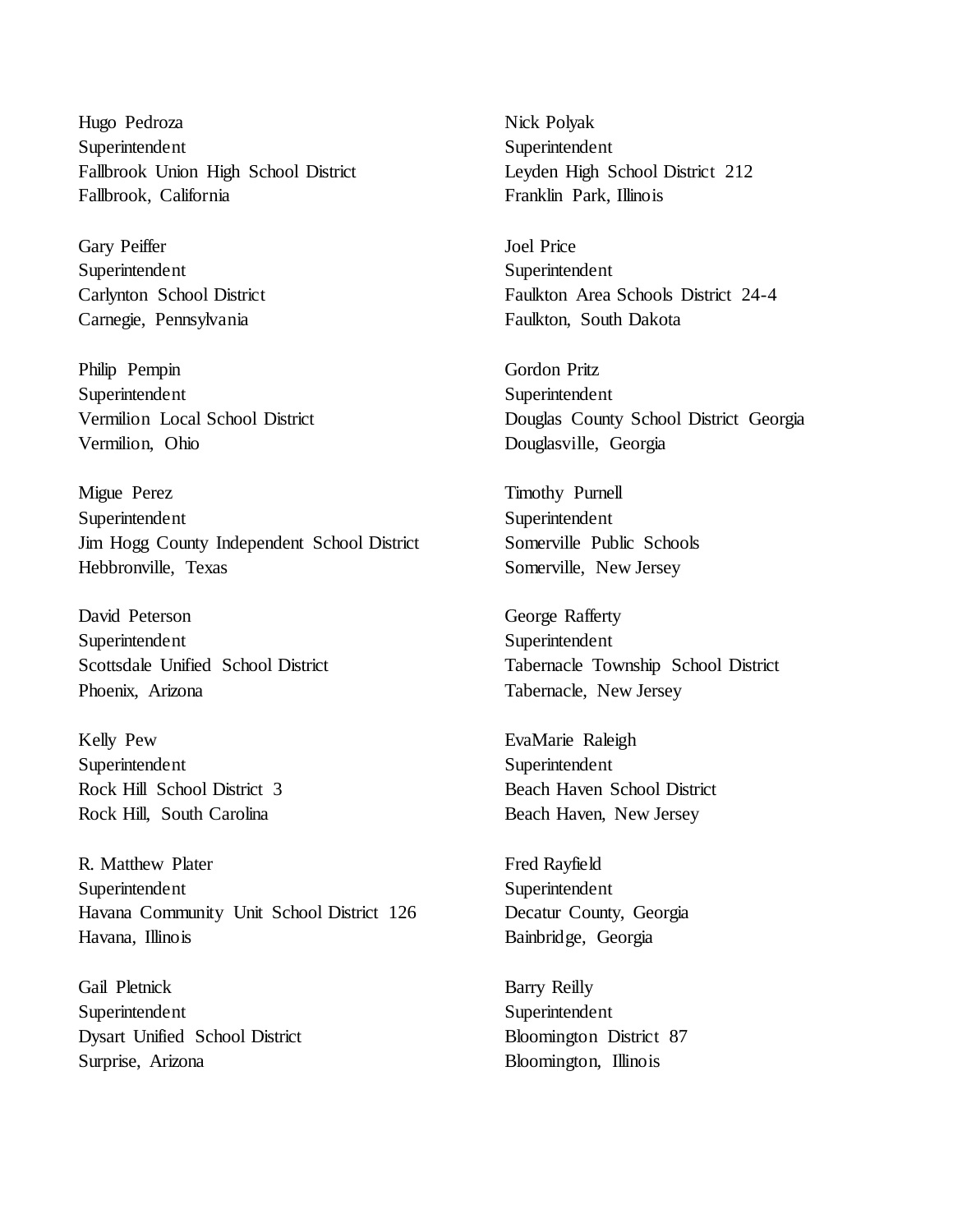Hugo Pedroza
Superintendent
Fallbrook Union High School District
Fallbrook, California

Gary Peiffer
Superintendent
Carlynton School District
Carnegie, Pennsylvania

Philip Pempin
Superintendent
Vermilion Local School District
Vermilion, Ohio

Migue Perez
Superintendent
Jim Hogg County Independent School District
Hebbronville, Texas

David Peterson
Superintendent
Scottsdale Unified School District
Phoenix, Arizona

Kelly Pew
Superintendent
Rock Hill School District 3
Rock Hill, South Carolina

R. Matthew Plater
Superintendent
Havana Community Unit School District 126
Havana, Illinois

Gail Pletnick
Superintendent
Dysart Unified School District
Surprise, Arizona

Nick Polyak
Superintendent
Leyden High School District 212
Franklin Park, Illinois

Joel Price
Superintendent
Faulkton Area Schools District 24-4
Faulkton, South Dakota

Gordon Pritz
Superintendent
Douglas County School District Georgia
Douglasville, Georgia

Timothy Purnell
Superintendent
Somerville Public Schools
Somerville, New Jersey

George Rafferty
Superintendent
Tabernacle Township School District
Tabernacle, New Jersey

EvaMarie Raleigh
Superintendent
Beach Haven School District
Beach Haven, New Jersey

Fred Rayfield
Superintendent
Decatur County, Georgia
Bainbridge, Georgia

Barry Reilly
Superintendent
Bloomington District 87
Bloomington, Illinois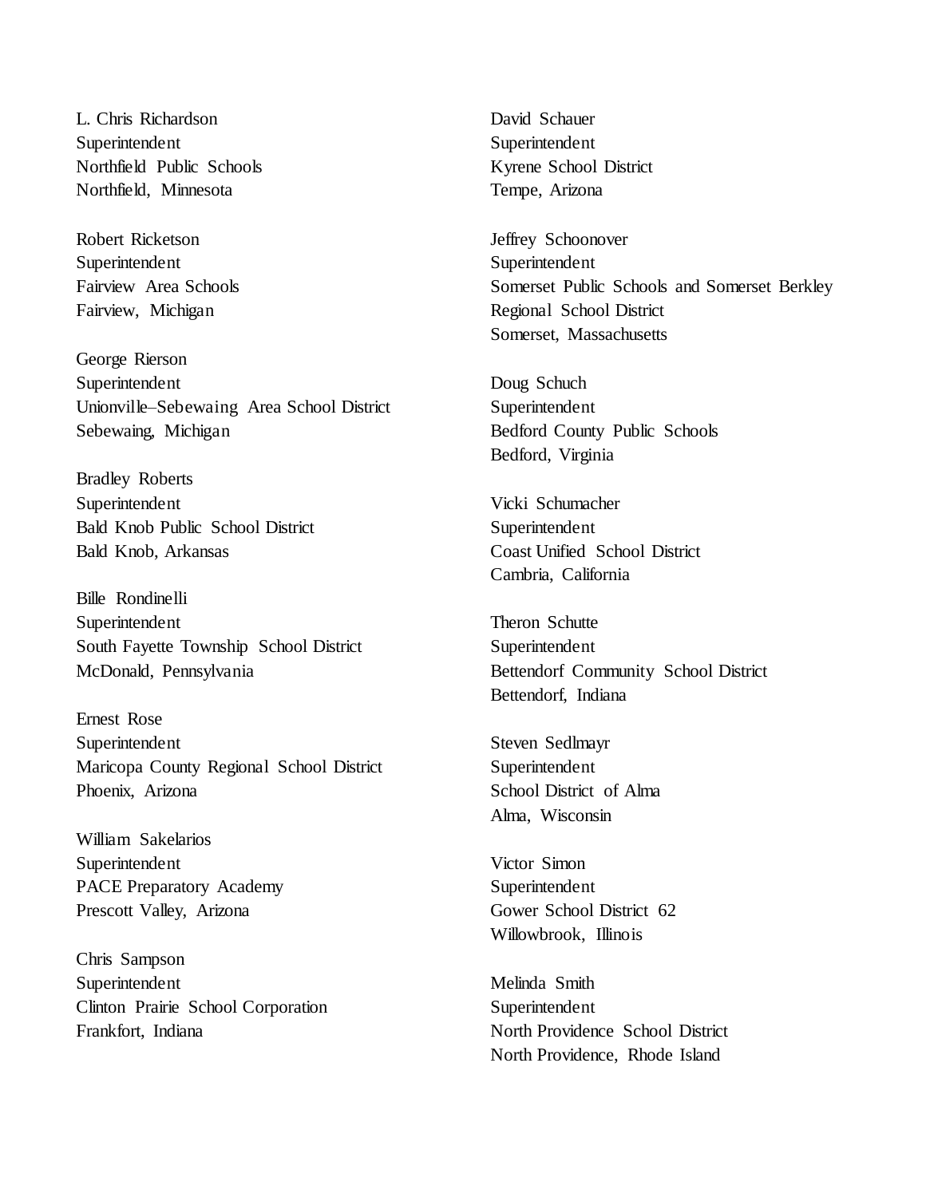L. Chris Richardson
Superintendent
Northfield Public Schools
Northfield, Minnesota

Robert Ricketson
Superintendent
Fairview Area Schools
Fairview, Michigan

George Rierson
Superintendent
Unionville–Sebewaing Area School District
Sebewaing, Michigan

Bradley Roberts
Superintendent
Bald Knob Public School District
Bald Knob, Arkansas

Bille Rondinelli
Superintendent
South Fayette Township School District
McDonald, Pennsylvania

Ernest Rose
Superintendent
Maricopa County Regional School District
Phoenix, Arizona

William Sakelarios
Superintendent
PACE Preparatory Academy
Prescott Valley, Arizona

Chris Sampson
Superintendent
Clinton Prairie School Corporation
Frankfort, Indiana

David Schauer
Superintendent
Kyrene School District
Tempe, Arizona

Jeffrey Schoonover
Superintendent
Somerset Public Schools and Somerset Berkley Regional School District
Somerset, Massachusetts

Doug Schuch
Superintendent
Bedford County Public Schools
Bedford, Virginia

Vicki Schumacher
Superintendent
Coast Unified School District
Cambria, California

Theron Schutte
Superintendent
Bettendorf Community School District
Bettendorf, Indiana

Steven Sedlmayr
Superintendent
School District of Alma
Alma, Wisconsin

Victor Simon
Superintendent
Gower School District 62
Willowbrook, Illinois

Melinda Smith
Superintendent
North Providence School District
North Providence, Rhode Island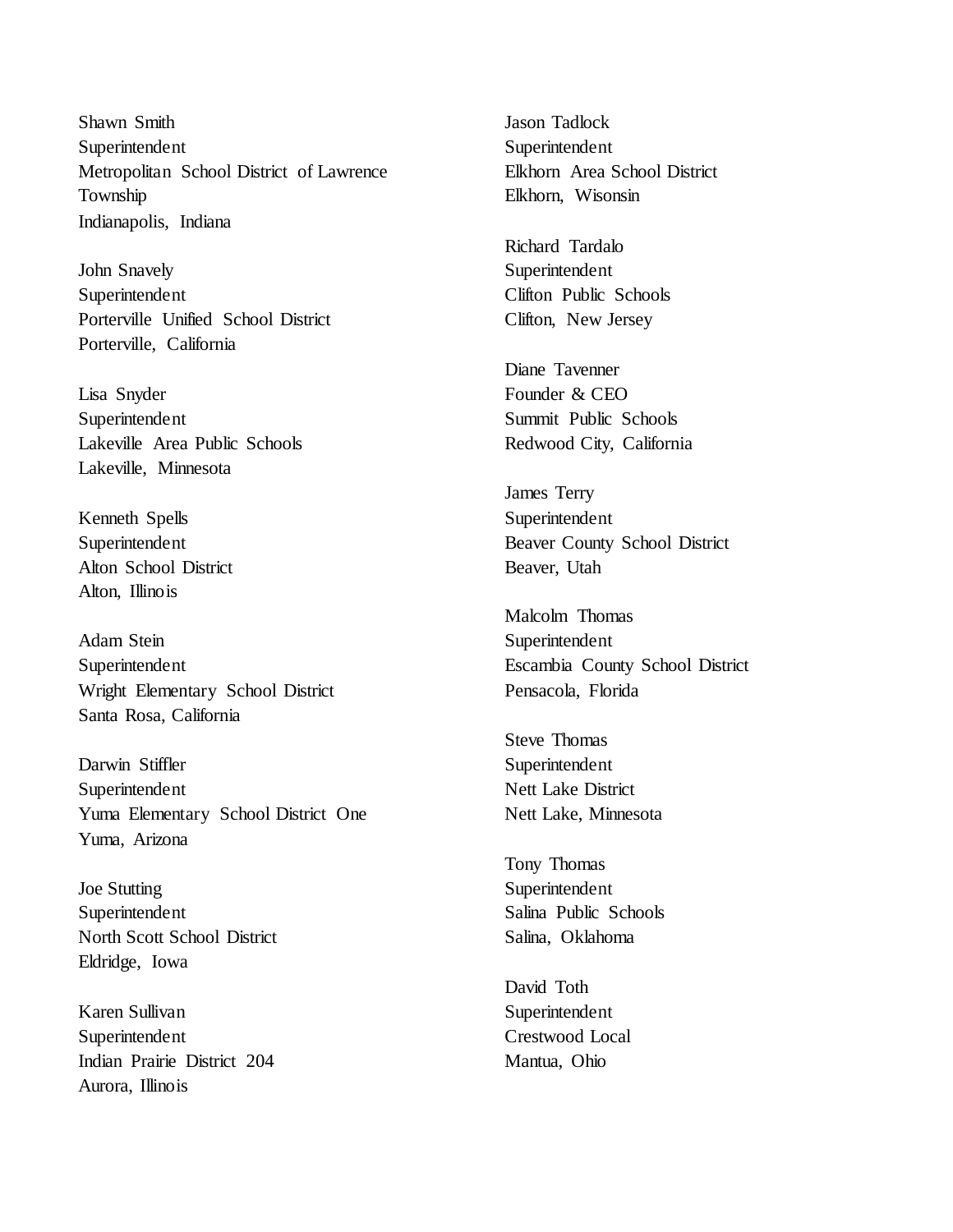Shawn Smith
Superintendent
Metropolitan School District of Lawrence Township
Indianapolis, Indiana

John Snavely
Superintendent
Porterville Unified School District
Porterville, California

Lisa Snyder
Superintendent
Lakeville Area Public Schools
Lakeville, Minnesota

Kenneth Spells
Superintendent
Alton School District
Alton, Illinois

Adam Stein
Superintendent
Wright Elementary School District
Santa Rosa, California

Darwin Stiffler
Superintendent
Yuma Elementary School District One
Yuma, Arizona

Joe Stutting
Superintendent
North Scott School District
Eldridge, Iowa

Karen Sullivan
Superintendent
Indian Prairie District 204
Aurora, Illinois

Jason Tadlock
Superintendent
Elkhorn Area School District
Elkhorn, Wisonsin

Richard Tardalo
Superintendent
Clifton Public Schools
Clifton, New Jersey

Diane Tavenner
Founder & CEO
Summit Public Schools
Redwood City, California

James Terry
Superintendent
Beaver County School District
Beaver, Utah

Malcolm Thomas
Superintendent
Escambia County School District
Pensacola, Florida

Steve Thomas
Superintendent
Nett Lake District
Nett Lake, Minnesota

Tony Thomas
Superintendent
Salina Public Schools
Salina, Oklahoma

David Toth
Superintendent
Crestwood Local
Mantua, Ohio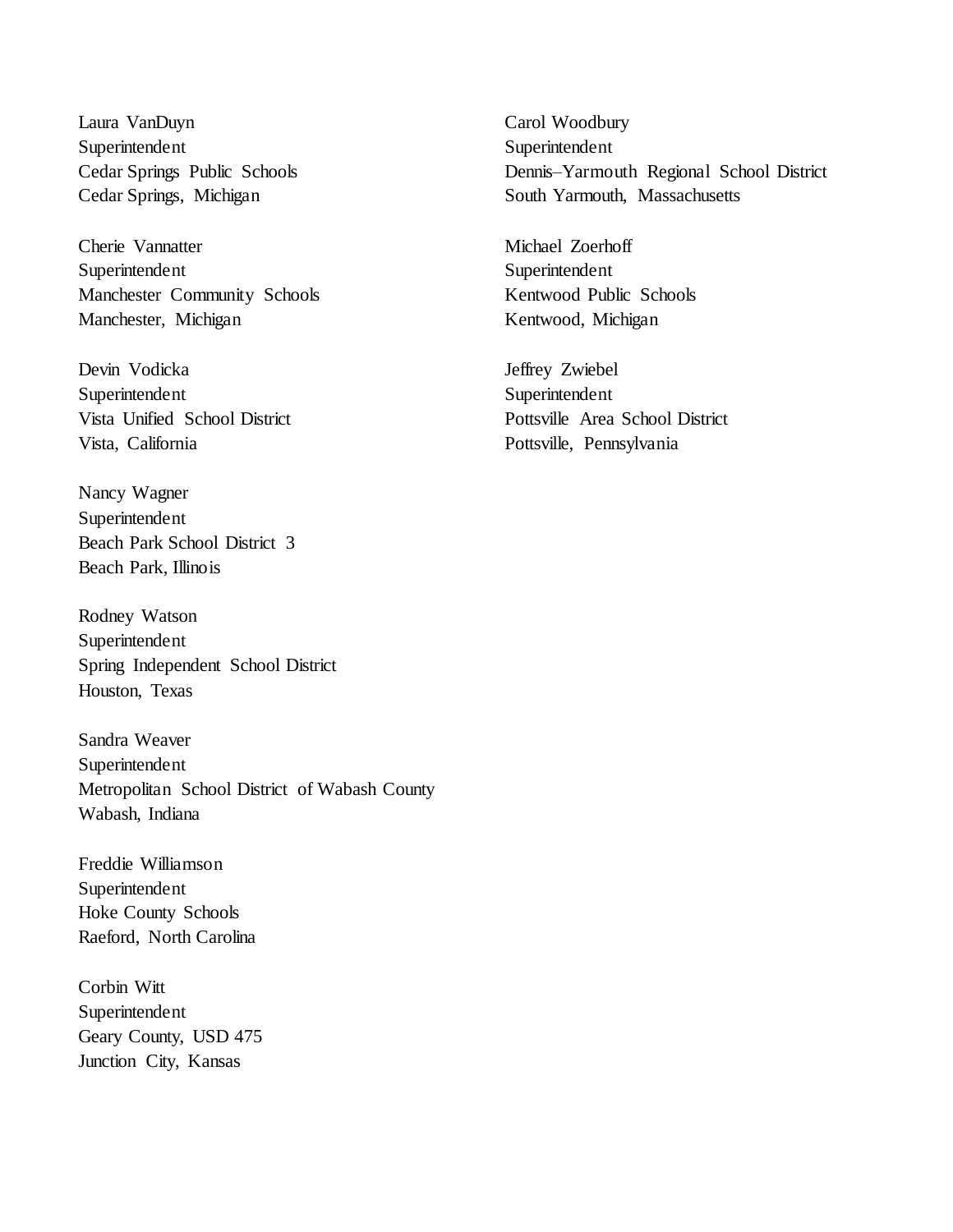Laura VanDuyn
Superintendent
Cedar Springs Public Schools
Cedar Springs, Michigan

Cherie Vannatter
Superintendent
Manchester Community Schools
Manchester, Michigan

Devin Vodicka
Superintendent
Vista Unified School District
Vista, California

Nancy Wagner
Superintendent
Beach Park School District 3
Beach Park, Illinois

Rodney Watson
Superintendent
Spring Independent School District
Houston, Texas

Sandra Weaver
Superintendent
Metropolitan School District of Wabash County
Wabash, Indiana

Freddie Williamson
Superintendent
Hoke County Schools
Raeford, North Carolina

Corbin Witt
Superintendent
Geary County, USD 475
Junction City, Kansas

Carol Woodbury
Superintendent
Dennis–Yarmouth Regional School District
South Yarmouth, Massachusetts

Michael Zoerhoff
Superintendent
Kentwood Public Schools
Kentwood, Michigan

Jeffrey Zwiebel
Superintendent
Pottsville Area School District
Pottsville, Pennsylvania